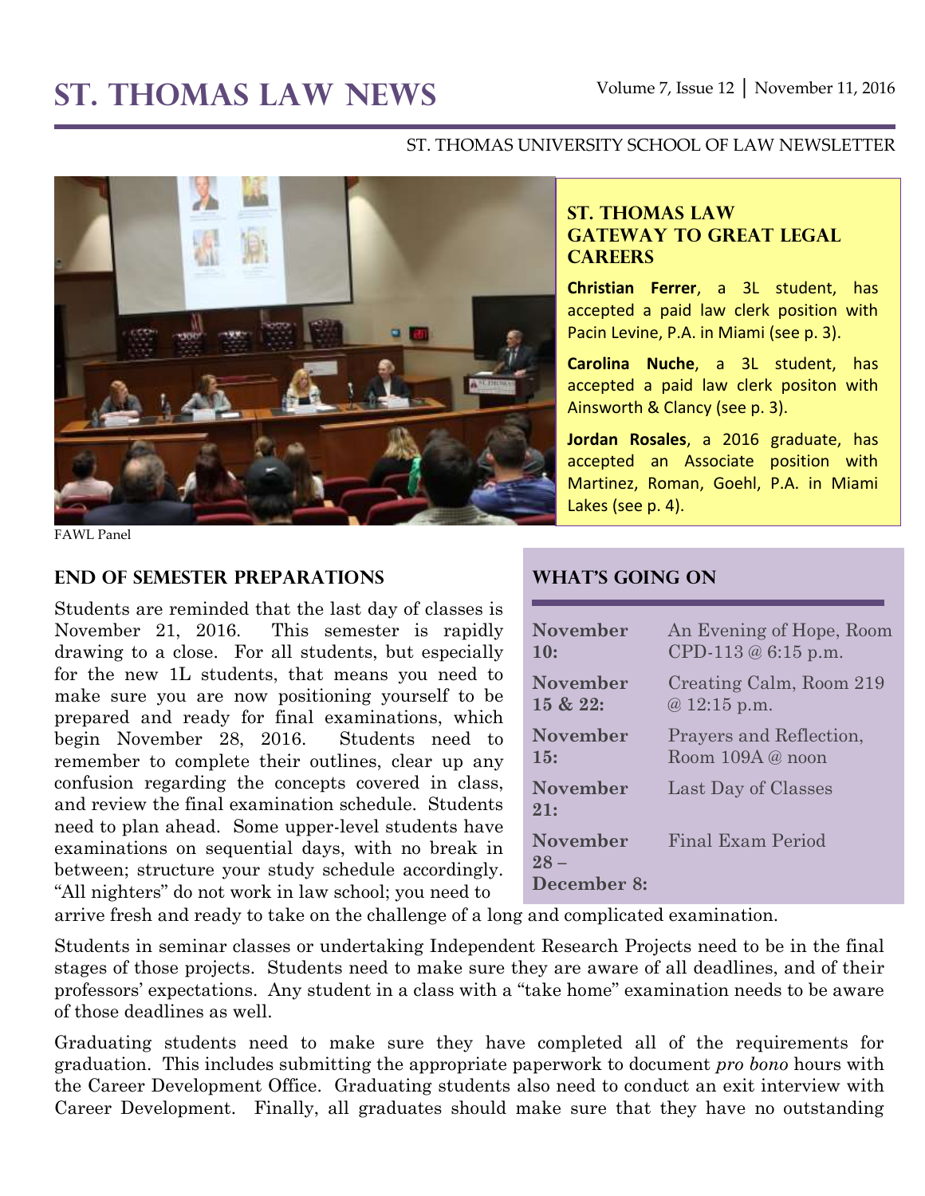# ST. THOMAS LAW NEWS

Volume 7, Issue 12 | November 11, 2016

ST. THOMAS UNIVERSITY SCHOOL OF LAW NEWSLETTER

FAWL Panel

## ST. THOMAS LAW GATEWAY TO GREAT LEGAL CAREERS

**Christian Ferrer**, a 3L student, has accepted a paid law clerk position with Pacin Levine, P.A. in Miami (see p. 3).

**Carolina Nuche**, a 3L student, has accepted a paid law clerk positon with Ainsworth & Clancy (see p. 3).

**Jordan Rosales**, a 2016 graduate, has accepted an Associate position with Martinez, Roman, Goehl, P.A. in Miami Lakes (see p. 4).

## END OF SEMESTER PREPARATIONS

Students are reminded that the last day of classes is November 21, 2016. This semester is rapidly drawing to a close. For all students, but especially for the new 1L students, that means you need to make sure you are now positioning yourself to be prepared and ready for final examinations, which begin November 28, 2016. Students need to remember to complete their outlines, clear up any confusion regarding the concepts covered in class, and review the final examination schedule. Students need to plan ahead. Some upper-level students have examinations on sequential days, with no break in between; structure your study schedule accordingly. "All nighters" do not work in law school; you need to arrive fresh and ready to take on the challenge of a long and complicated examination.

Students in seminar classes or undertaking Independent Research Projects need to be in the final stages of those projects. Students need to make sure they are aware of all deadlines, and of their professors' expectations. Any student in a class with a "take home" examination needs to be aware of those deadlines as well.

Graduating students need to make sure they have completed all of the requirements for graduation. This includes submitting the appropriate paperwork to document *pro bono* hours with the Career Development Office. Graduating students also need to conduct an exit interview with Career Development. Finally, all graduates should make sure that they have no outstanding

## WHAT'S GOING ON

| | |
|---|---|
| **November 10:** | An Evening of Hope, Room CPD-113 @ 6:15 p.m. |
| **November 15 & 22:** | Creating Calm, Room 219 @ 12:15 p.m. |
| **November 15:** | Prayers and Reflection, Room 109A @ noon |
| **November 21:** | Last Day of Classes |
| **November 28 – December 8:** | Final Exam Period |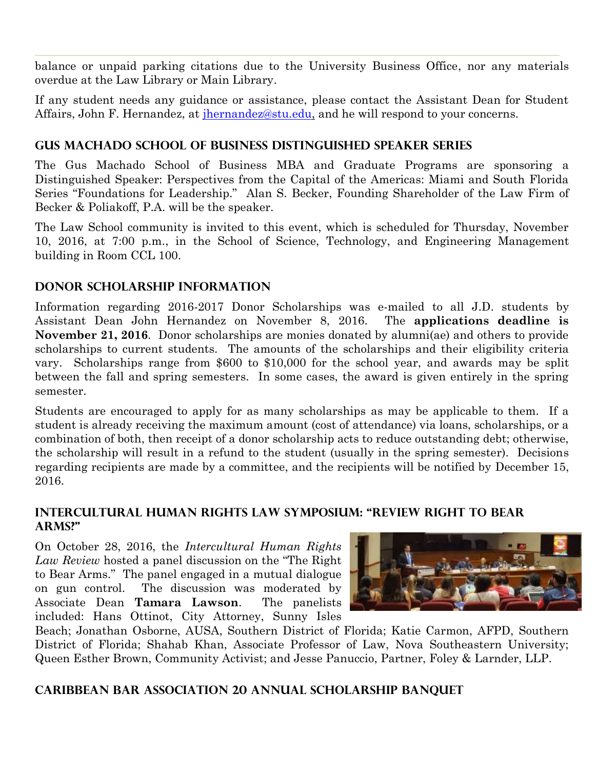balance or unpaid parking citations due to the University Business Office, nor any materials overdue at the Law Library or Main Library.

If any student needs any guidance or assistance, please contact the Assistant Dean for Student Affairs, John F. Hernandez, at jhernandez@stu.edu, and he will respond to your concerns.

## Gus Machado School of Business Distinguished Speaker Series

The Gus Machado School of Business MBA and Graduate Programs are sponsoring a Distinguished Speaker: Perspectives from the Capital of the Americas: Miami and South Florida Series "Foundations for Leadership." Alan S. Becker, Founding Shareholder of the Law Firm of Becker & Poliakoff, P.A. will be the speaker.

The Law School community is invited to this event, which is scheduled for Thursday, November 10, 2016, at 7:00 p.m., in the School of Science, Technology, and Engineering Management building in Room CCL 100.

## Donor Scholarship Information

Information regarding 2016-2017 Donor Scholarships was e-mailed to all J.D. students by Assistant Dean John Hernandez on November 8, 2016. The **applications deadline is November 21, 2016**. Donor scholarships are monies donated by alumni(ae) and others to provide scholarships to current students. The amounts of the scholarships and their eligibility criteria vary. Scholarships range from $600 to $10,000 for the school year, and awards may be split between the fall and spring semesters. In some cases, the award is given entirely in the spring semester.

Students are encouraged to apply for as many scholarships as may be applicable to them. If a student is already receiving the maximum amount (cost of attendance) via loans, scholarships, or a combination of both, then receipt of a donor scholarship acts to reduce outstanding debt; otherwise, the scholarship will result in a refund to the student (usually in the spring semester). Decisions regarding recipients are made by a committee, and the recipients will be notified by December 15, 2016.

## Intercultural Human Rights Law Symposium: "Review Right to Bear Arms?"

On October 28, 2016, the *Intercultural Human Rights Law Review* hosted a panel discussion on the "The Right to Bear Arms." The panel engaged in a mutual dialogue on gun control. The discussion was moderated by Associate Dean **Tamara Lawson**. The panelists included: Hans Ottinot, City Attorney, Sunny Isles Beach; Jonathan Osborne, AUSA, Southern District of Florida; Katie Carmon, AFPD, Southern District of Florida; Shahab Khan, Associate Professor of Law, Nova Southeastern University; Queen Esther Brown, Community Activist; and Jesse Panuccio, Partner, Foley & Larnder, LLP.

## Caribbean Bar Association 20 Annual Scholarship Banquet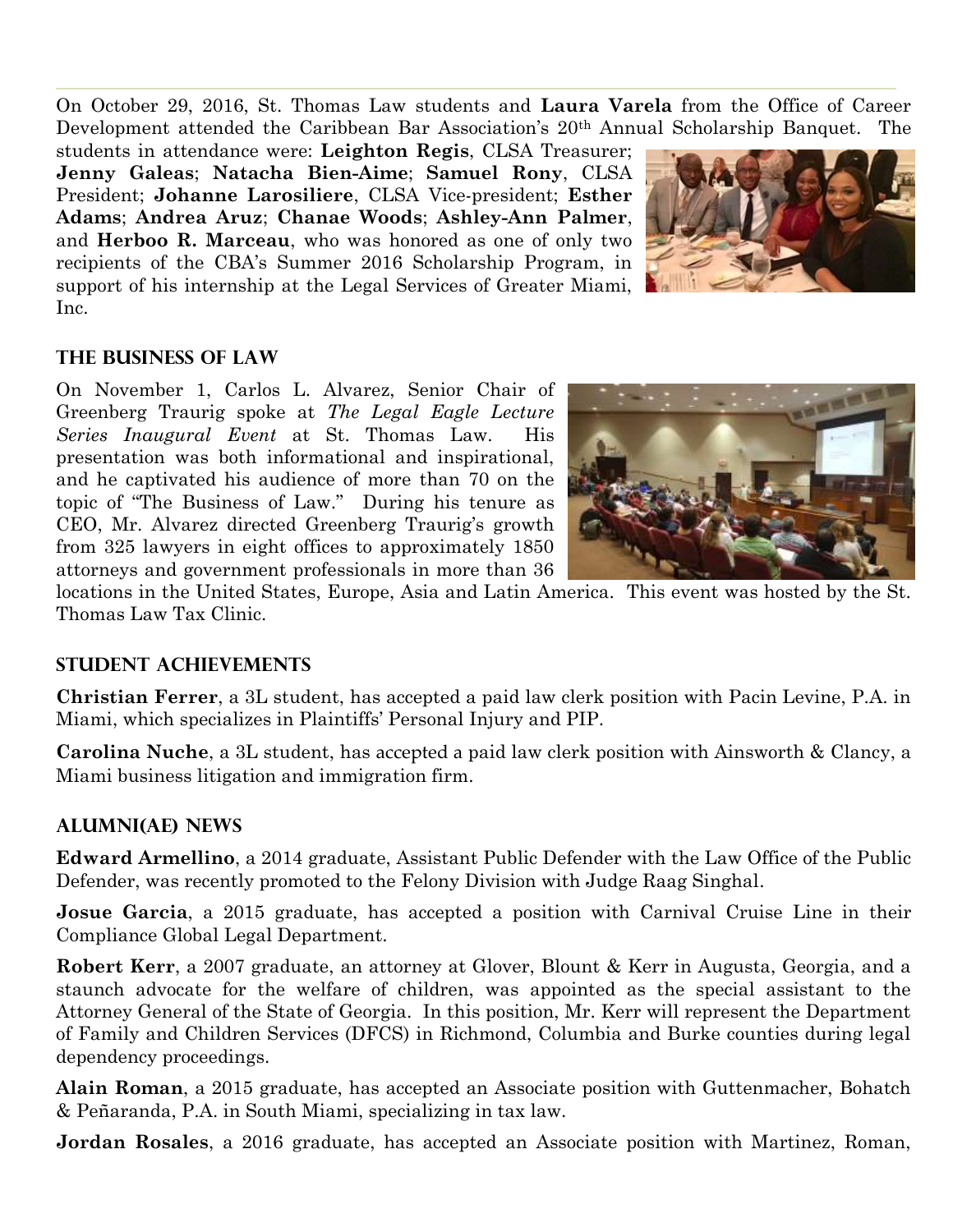On October 29, 2016, St. Thomas Law students and **Laura Varela** from the Office of Career Development attended the Caribbean Bar Association's 20th Annual Scholarship Banquet. The students in attendance were: **Leighton Regis**, CLSA Treasurer; **Jenny Galeas**; **Natacha Bien-Aime**; **Samuel Rony**, CLSA President; **Johanne Larosiliere**, CLSA Vice-president; **Esther Adams**; **Andrea Aruz**; **Chanae Woods**; **Ashley-Ann Palmer**, and **Herboo R. Marceau**, who was honored as one of only two recipients of the CBA's Summer 2016 Scholarship Program, in support of his internship at the Legal Services of Greater Miami, Inc.

## THE BUSINESS OF LAW

On November 1, Carlos L. Alvarez, Senior Chair of Greenberg Traurig spoke at *The Legal Eagle Lecture Series Inaugural Event* at St. Thomas Law. His presentation was both informational and inspirational, and he captivated his audience of more than 70 on the topic of "The Business of Law." During his tenure as CEO, Mr. Alvarez directed Greenberg Traurig's growth from 325 lawyers in eight offices to approximately 1850 attorneys and government professionals in more than 36 locations in the United States, Europe, Asia and Latin America. This event was hosted by the St. Thomas Law Tax Clinic.

## STUDENT ACHIEVEMENTS

**Christian Ferrer**, a 3L student, has accepted a paid law clerk position with Pacin Levine, P.A. in Miami, which specializes in Plaintiffs' Personal Injury and PIP.

**Carolina Nuche**, a 3L student, has accepted a paid law clerk position with Ainsworth & Clancy, a Miami business litigation and immigration firm.

## ALUMNI(AE) NEWS

**Edward Armellino**, a 2014 graduate, Assistant Public Defender with the Law Office of the Public Defender, was recently promoted to the Felony Division with Judge Raag Singhal.

**Josue Garcia**, a 2015 graduate, has accepted a position with Carnival Cruise Line in their Compliance Global Legal Department.

**Robert Kerr**, a 2007 graduate, an attorney at Glover, Blount & Kerr in Augusta, Georgia, and a staunch advocate for the welfare of children, was appointed as the special assistant to the Attorney General of the State of Georgia. In this position, Mr. Kerr will represent the Department of Family and Children Services (DFCS) in Richmond, Columbia and Burke counties during legal dependency proceedings.

**Alain Roman**, a 2015 graduate, has accepted an Associate position with Guttenmacher, Bohatch & Peñaranda, P.A. in South Miami, specializing in tax law.

**Jordan Rosales**, a 2016 graduate, has accepted an Associate position with Martinez, Roman,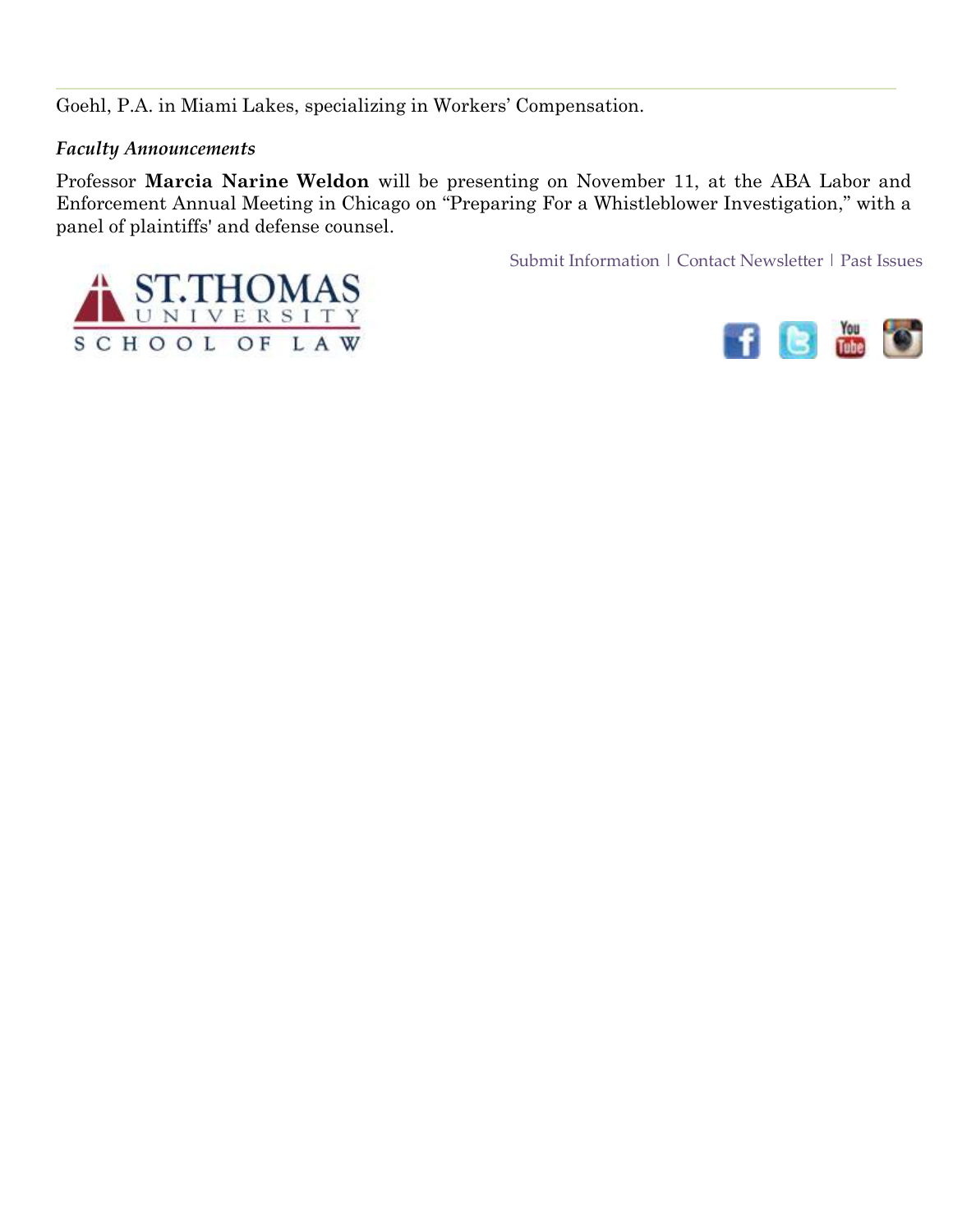Goehl, P.A. in Miami Lakes, specializing in Workers' Compensation.

***Faculty Announcements***

Professor **Marcia Narine Weldon** will be presenting on November 11, at the ABA Labor and Enforcement Annual Meeting in Chicago on "Preparing For a Whistleblower Investigation," with a panel of plaintiffs' and defense counsel.

Submit Information | Contact Newsletter | Past Issues

ST.THOMAS UNIVERSITY SCHOOL OF LAW